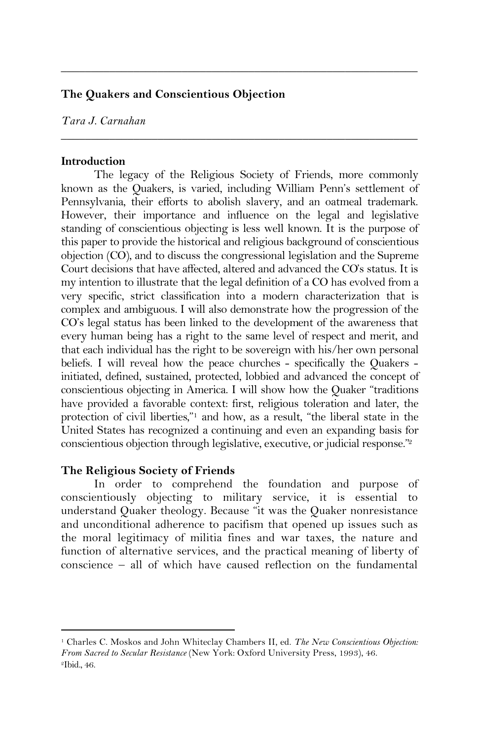# The Quakers and Conscientious Objection

*Tara J. Carnahan*

## Introduction

The legacy of the Religious Society of Friends, more commonly known as the Quakers, is varied, including William Penn's settlement of Pennsylvania, their efforts to abolish slavery, and an oatmeal trademark. However, their importance and influence on the legal and legislative standing of conscientious objecting is less well known. It is the purpose of this paper to provide the historical and religious background of conscientious objection (CO), and to discuss the congressional legislation and the Supreme Court decisions that have affected, altered and advanced the CO's status. It is my intention to illustrate that the legal definition of a CO has evolved from a very specific, strict classification into a modern characterization that is complex and ambiguous. I will also demonstrate how the progression of the CO's legal status has been linked to the development of the awareness that every human being has a right to the same level of respect and merit, and that each individual has the right to be sovereign with his/her own personal beliefs. I will reveal how the peace churches - specifically the Quakers - initiated, defined, sustained, protected, lobbied and advanced the concept of conscientious objecting in America. I will show how the Quaker "traditions have provided a favorable context: first, religious toleration and later, the protection of civil liberties,"[1] and how, as a result, "the liberal state in the United States has recognized a continuing and even an expanding basis for conscientious objection through legislative, executive, or judicial response."[2]

## The Religious Society of Friends

In order to comprehend the foundation and purpose of conscientiously objecting to military service, it is essential to understand Quaker theology. Because "it was the Quaker nonresistance and unconditional adherence to pacifism that opened up issues such as the moral legitimacy of militia fines and war taxes, the nature and function of alternative services, and the practical meaning of liberty of conscience – all of which have caused reflection on the fundamental

---

[1] Charles C. Moskos and John Whiteclay Chambers II, ed. *The New Conscientious Objection: From Sacred to Secular Resistance* (New York: Oxford University Press, 1993), 46.

[2] Ibid., 46.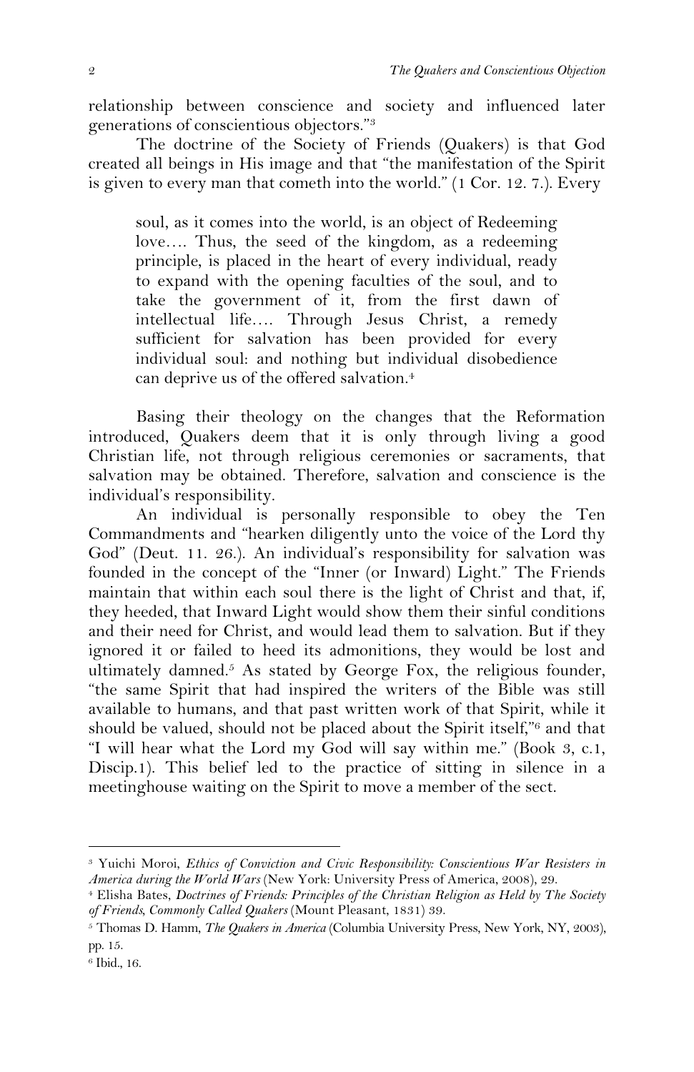relationship between conscience and society and influenced later generations of conscientious objectors."[3]

The doctrine of the Society of Friends (Quakers) is that God created all beings in His image and that "the manifestation of the Spirit is given to every man that cometh into the world." (1 Cor. 12. 7.). Every

> soul, as it comes into the world, is an object of Redeeming love…. Thus, the seed of the kingdom, as a redeeming principle, is placed in the heart of every individual, ready to expand with the opening faculties of the soul, and to take the government of it, from the first dawn of intellectual life…. Through Jesus Christ, a remedy sufficient for salvation has been provided for every individual soul: and nothing but individual disobedience can deprive us of the offered salvation.[4]

Basing their theology on the changes that the Reformation introduced, Quakers deem that it is only through living a good Christian life, not through religious ceremonies or sacraments, that salvation may be obtained. Therefore, salvation and conscience is the individual's responsibility.

An individual is personally responsible to obey the Ten Commandments and "hearken diligently unto the voice of the Lord thy God" (Deut. 11. 26.). An individual's responsibility for salvation was founded in the concept of the "Inner (or Inward) Light." The Friends maintain that within each soul there is the light of Christ and that, if, they heeded, that Inward Light would show them their sinful conditions and their need for Christ, and would lead them to salvation. But if they ignored it or failed to heed its admonitions, they would be lost and ultimately damned.[5] As stated by George Fox, the religious founder, "the same Spirit that had inspired the writers of the Bible was still available to humans, and that past written work of that Spirit, while it should be valued, should not be placed about the Spirit itself,"[6] and that "I will hear what the Lord my God will say within me." (Book 3, c.1, Discip.1). This belief led to the practice of sitting in silence in a meetinghouse waiting on the Spirit to move a member of the sect.

---

[3] Yuichi Moroi, *Ethics of Conviction and Civic Responsibility: Conscientious War Resisters in America during the World Wars* (New York: University Press of America, 2008), 29.

[4] Elisha Bates, *Doctrines of Friends: Principles of the Christian Religion as Held by The Society of Friends, Commonly Called Quakers* (Mount Pleasant, 1831) 39.

[5] Thomas D. Hamm, *The Quakers in America* (Columbia University Press, New York, NY, 2003), pp. 15.

[6] Ibid., 16.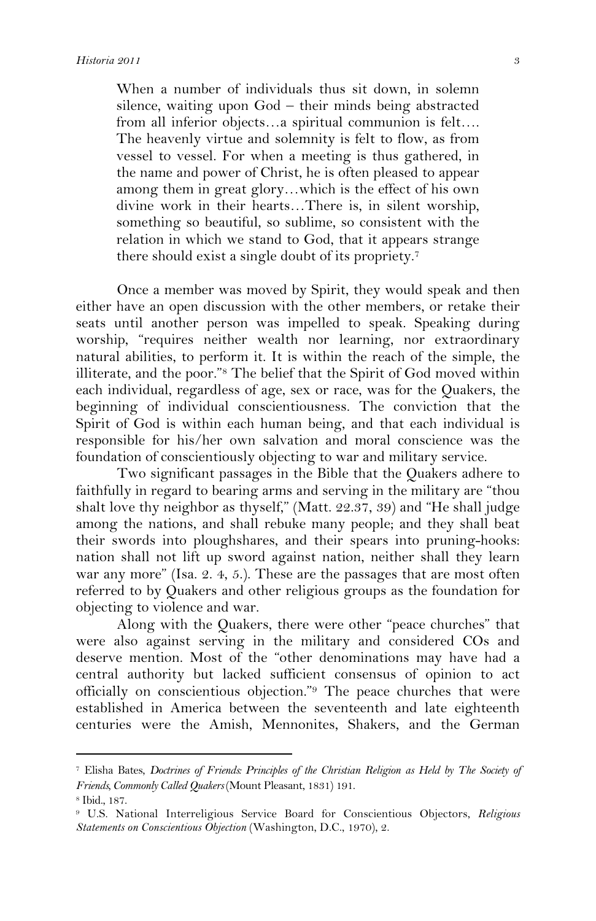> When a number of individuals thus sit down, in solemn silence, waiting upon God – their minds being abstracted from all inferior objects…a spiritual communion is felt…. The heavenly virtue and solemnity is felt to flow, as from vessel to vessel. For when a meeting is thus gathered, in the name and power of Christ, he is often pleased to appear among them in great glory…which is the effect of his own divine work in their hearts…There is, in silent worship, something so beautiful, so sublime, so consistent with the relation in which we stand to God, that it appears strange there should exist a single doubt of its propriety.[7]

Once a member was moved by Spirit, they would speak and then either have an open discussion with the other members, or retake their seats until another person was impelled to speak. Speaking during worship, "requires neither wealth nor learning, nor extraordinary natural abilities, to perform it. It is within the reach of the simple, the illiterate, and the poor."[8] The belief that the Spirit of God moved within each individual, regardless of age, sex or race, was for the Quakers, the beginning of individual conscientiousness. The conviction that the Spirit of God is within each human being, and that each individual is responsible for his/her own salvation and moral conscience was the foundation of conscientiously objecting to war and military service.

Two significant passages in the Bible that the Quakers adhere to faithfully in regard to bearing arms and serving in the military are "thou shalt love thy neighbor as thyself," (Matt. 22.37, 39) and "He shall judge among the nations, and shall rebuke many people; and they shall beat their swords into ploughshares, and their spears into pruning-hooks: nation shall not lift up sword against nation, neither shall they learn war any more" (Isa. 2. 4, 5.). These are the passages that are most often referred to by Quakers and other religious groups as the foundation for objecting to violence and war.

Along with the Quakers, there were other "peace churches" that were also against serving in the military and considered COs and deserve mention. Most of the "other denominations may have had a central authority but lacked sufficient consensus of opinion to act officially on conscientious objection."[9] The peace churches that were established in America between the seventeenth and late eighteenth centuries were the Amish, Mennonites, Shakers, and the German

---

[7] Elisha Bates, *Doctrines of Friends: Principles of the Christian Religion as Held by The Society of Friends, Commonly Called Quakers* (Mount Pleasant, 1831) 191.

[8] Ibid., 187.

[9] U.S. National Interreligious Service Board for Conscientious Objectors, *Religious Statements on Conscientious Objection* (Washington, D.C., 1970), 2.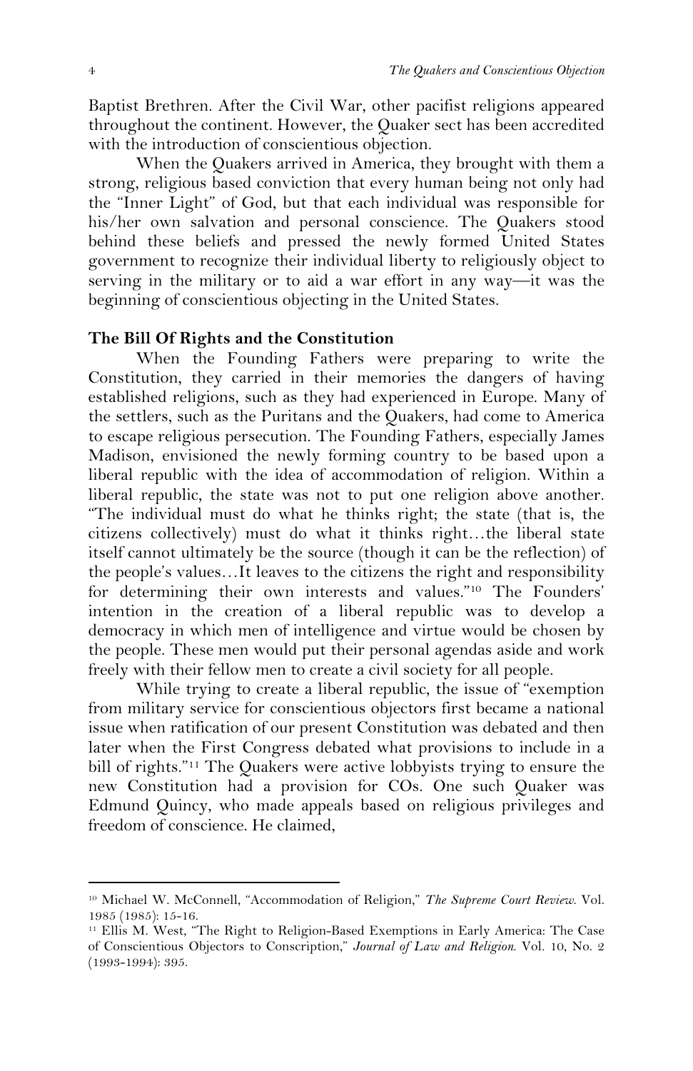Baptist Brethren. After the Civil War, other pacifist religions appeared throughout the continent. However, the Quaker sect has been accredited with the introduction of conscientious objection.

When the Quakers arrived in America, they brought with them a strong, religious based conviction that every human being not only had the "Inner Light" of God, but that each individual was responsible for his/her own salvation and personal conscience. The Quakers stood behind these beliefs and pressed the newly formed United States government to recognize their individual liberty to religiously object to serving in the military or to aid a war effort in any way—it was the beginning of conscientious objecting in the United States.

**The Bill Of Rights and the Constitution**

When the Founding Fathers were preparing to write the Constitution, they carried in their memories the dangers of having established religions, such as they had experienced in Europe. Many of the settlers, such as the Puritans and the Quakers, had come to America to escape religious persecution. The Founding Fathers, especially James Madison, envisioned the newly forming country to be based upon a liberal republic with the idea of accommodation of religion. Within a liberal republic, the state was not to put one religion above another. "The individual must do what he thinks right; the state (that is, the citizens collectively) must do what it thinks right…the liberal state itself cannot ultimately be the source (though it can be the reflection) of the people's values…It leaves to the citizens the right and responsibility for determining their own interests and values."[10] The Founders' intention in the creation of a liberal republic was to develop a democracy in which men of intelligence and virtue would be chosen by the people. These men would put their personal agendas aside and work freely with their fellow men to create a civil society for all people.

While trying to create a liberal republic, the issue of "exemption from military service for conscientious objectors first became a national issue when ratification of our present Constitution was debated and then later when the First Congress debated what provisions to include in a bill of rights."[11] The Quakers were active lobbyists trying to ensure the new Constitution had a provision for COs. One such Quaker was Edmund Quincy, who made appeals based on religious privileges and freedom of conscience. He claimed,

---

[10] Michael W. McConnell, "Accommodation of Religion," *The Supreme Court Review*. Vol. 1985 (1985): 15-16.

[11] Ellis M. West, "The Right to Religion-Based Exemptions in Early America: The Case of Conscientious Objectors to Conscription," *Journal of Law and Religion*. Vol. 10, No. 2 (1993-1994): 395.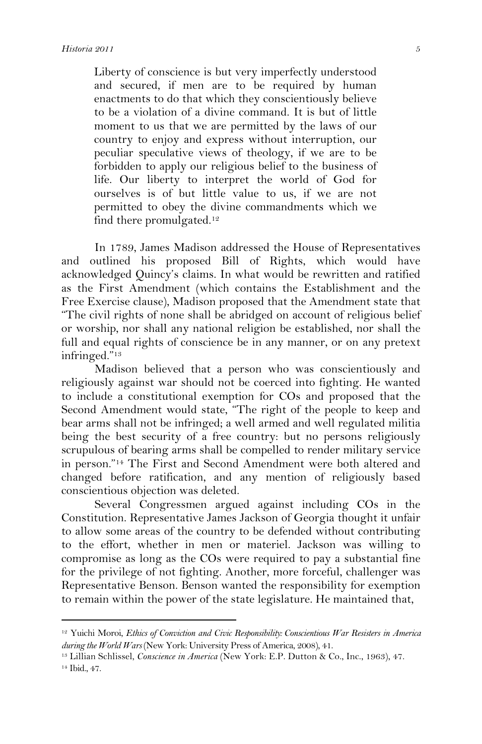> Liberty of conscience is but very imperfectly understood and secured, if men are to be required by human enactments to do that which they conscientiously believe to be a violation of a divine command. It is but of little moment to us that we are permitted by the laws of our country to enjoy and express without interruption, our peculiar speculative views of theology, if we are to be forbidden to apply our religious belief to the business of life. Our liberty to interpret the world of God for ourselves is of but little value to us, if we are not permitted to obey the divine commandments which we find there promulgated.[12]

In 1789, James Madison addressed the House of Representatives and outlined his proposed Bill of Rights, which would have acknowledged Quincy's claims. In what would be rewritten and ratified as the First Amendment (which contains the Establishment and the Free Exercise clause), Madison proposed that the Amendment state that "The civil rights of none shall be abridged on account of religious belief or worship, nor shall any national religion be established, nor shall the full and equal rights of conscience be in any manner, or on any pretext infringed."[13]

Madison believed that a person who was conscientiously and religiously against war should not be coerced into fighting. He wanted to include a constitutional exemption for COs and proposed that the Second Amendment would state, "The right of the people to keep and bear arms shall not be infringed; a well armed and well regulated militia being the best security of a free country: but no persons religiously scrupulous of bearing arms shall be compelled to render military service in person."[14] The First and Second Amendment were both altered and changed before ratification, and any mention of religiously based conscientious objection was deleted.

Several Congressmen argued against including COs in the Constitution. Representative James Jackson of Georgia thought it unfair to allow some areas of the country to be defended without contributing to the effort, whether in men or materiel. Jackson was willing to compromise as long as the COs were required to pay a substantial fine for the privilege of not fighting. Another, more forceful, challenger was Representative Benson. Benson wanted the responsibility for exemption to remain within the power of the state legislature. He maintained that,

---

[12] Yuichi Moroi, *Ethics of Conviction and Civic Responsibility: Conscientious War Resisters in America during the World Wars* (New York: University Press of America, 2008), 41.

[13] Lillian Schlissel, *Conscience in America* (New York: E.P. Dutton & Co., Inc., 1963), 47.

[14] Ibid., 47.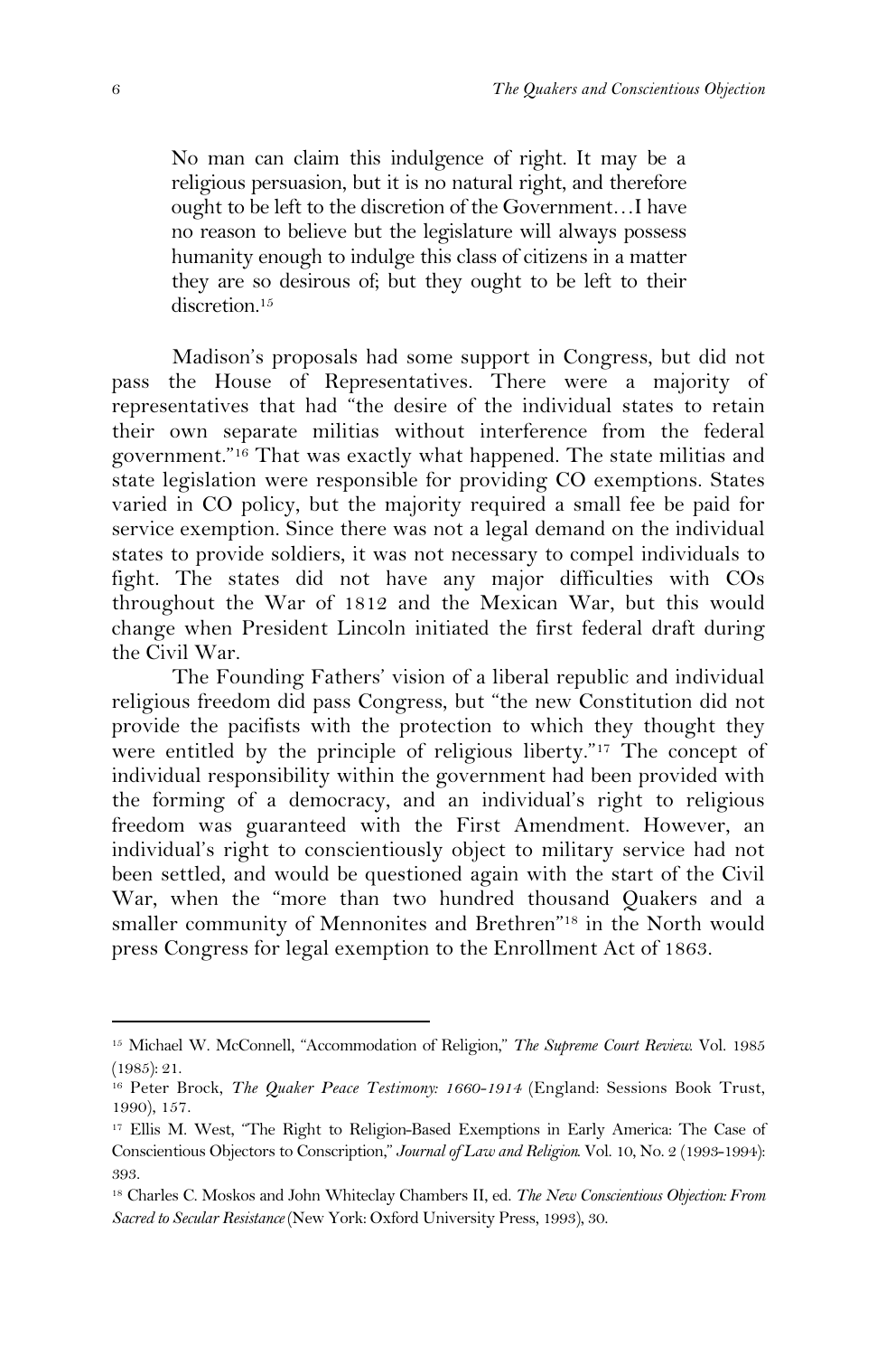> No man can claim this indulgence of right. It may be a religious persuasion, but it is no natural right, and therefore ought to be left to the discretion of the Government…I have no reason to believe but the legislature will always possess humanity enough to indulge this class of citizens in a matter they are so desirous of; but they ought to be left to their discretion.[15]

Madison's proposals had some support in Congress, but did not pass the House of Representatives. There were a majority of representatives that had "the desire of the individual states to retain their own separate militias without interference from the federal government."[16] That was exactly what happened. The state militias and state legislation were responsible for providing CO exemptions. States varied in CO policy, but the majority required a small fee be paid for service exemption. Since there was not a legal demand on the individual states to provide soldiers, it was not necessary to compel individuals to fight. The states did not have any major difficulties with COs throughout the War of 1812 and the Mexican War, but this would change when President Lincoln initiated the first federal draft during the Civil War.

The Founding Fathers' vision of a liberal republic and individual religious freedom did pass Congress, but "the new Constitution did not provide the pacifists with the protection to which they thought they were entitled by the principle of religious liberty."[17] The concept of individual responsibility within the government had been provided with the forming of a democracy, and an individual's right to religious freedom was guaranteed with the First Amendment. However, an individual's right to conscientiously object to military service had not been settled, and would be questioned again with the start of the Civil War, when the "more than two hundred thousand Quakers and a smaller community of Mennonites and Brethren"[18] in the North would press Congress for legal exemption to the Enrollment Act of 1863.

---

[15] Michael W. McConnell, "Accommodation of Religion," *The Supreme Court Review*. Vol. 1985 (1985): 21.

[16] Peter Brock, *The Quaker Peace Testimony: 1660-1914* (England: Sessions Book Trust, 1990), 157.

[17] Ellis M. West, "The Right to Religion-Based Exemptions in Early America: The Case of Conscientious Objectors to Conscription," *Journal of Law and Religion*. Vol. 10, No. 2 (1993-1994): 393.

[18] Charles C. Moskos and John Whiteclay Chambers II, ed. *The New Conscientious Objection: From Sacred to Secular Resistance* (New York: Oxford University Press, 1993), 30.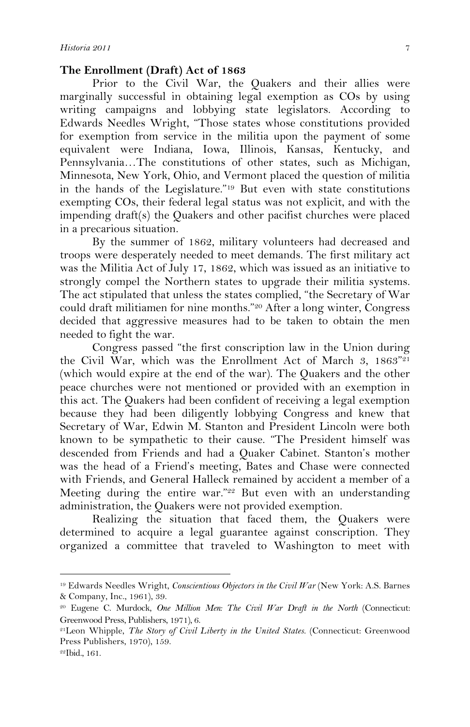**The Enrollment (Draft) Act of 1863**

Prior to the Civil War, the Quakers and their allies were marginally successful in obtaining legal exemption as COs by using writing campaigns and lobbying state legislators. According to Edwards Needles Wright, "Those states whose constitutions provided for exemption from service in the militia upon the payment of some equivalent were Indiana, Iowa, Illinois, Kansas, Kentucky, and Pennsylvania…The constitutions of other states, such as Michigan, Minnesota, New York, Ohio, and Vermont placed the question of militia in the hands of the Legislature."[19] But even with state constitutions exempting COs, their federal legal status was not explicit, and with the impending draft(s) the Quakers and other pacifist churches were placed in a precarious situation.

By the summer of 1862, military volunteers had decreased and troops were desperately needed to meet demands. The first military act was the Militia Act of July 17, 1862, which was issued as an initiative to strongly compel the Northern states to upgrade their militia systems. The act stipulated that unless the states complied, "the Secretary of War could draft militiamen for nine months."[20] After a long winter, Congress decided that aggressive measures had to be taken to obtain the men needed to fight the war.

Congress passed "the first conscription law in the Union during the Civil War, which was the Enrollment Act of March 3, 1863"[21] (which would expire at the end of the war). The Quakers and the other peace churches were not mentioned or provided with an exemption in this act. The Quakers had been confident of receiving a legal exemption because they had been diligently lobbying Congress and knew that Secretary of War, Edwin M. Stanton and President Lincoln were both known to be sympathetic to their cause. "The President himself was descended from Friends and had a Quaker Cabinet. Stanton's mother was the head of a Friend's meeting, Bates and Chase were connected with Friends, and General Halleck remained by accident a member of a Meeting during the entire war."[22] But even with an understanding administration, the Quakers were not provided exemption.

Realizing the situation that faced them, the Quakers were determined to acquire a legal guarantee against conscription. They organized a committee that traveled to Washington to meet with

---

[19] Edwards Needles Wright, *Conscientious Objectors in the Civil War* (New York: A.S. Barnes & Company, Inc., 1961), 39.

[20] Eugene C. Murdock, *One Million Men: The Civil War Draft in the North* (Connecticut: Greenwood Press, Publishers, 1971), 6.

[21] Leon Whipple, *The Story of Civil Liberty in the United States.* (Connecticut: Greenwood Press Publishers, 1970), 159.

[22] Ibid., 161.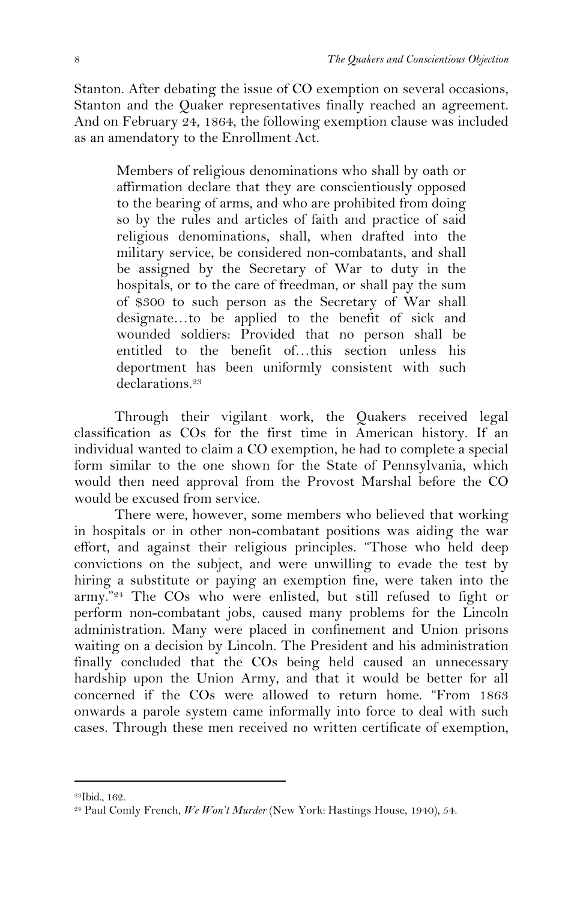Stanton. After debating the issue of CO exemption on several occasions, Stanton and the Quaker representatives finally reached an agreement. And on February 24, 1864, the following exemption clause was included as an amendatory to the Enrollment Act.

> Members of religious denominations who shall by oath or affirmation declare that they are conscientiously opposed to the bearing of arms, and who are prohibited from doing so by the rules and articles of faith and practice of said religious denominations, shall, when drafted into the military service, be considered non-combatants, and shall be assigned by the Secretary of War to duty in the hospitals, or to the care of freedman, or shall pay the sum of $300 to such person as the Secretary of War shall designate…to be applied to the benefit of sick and wounded soldiers: Provided that no person shall be entitled to the benefit of…this section unless his deportment has been uniformly consistent with such declarations.[23]

Through their vigilant work, the Quakers received legal classification as COs for the first time in American history. If an individual wanted to claim a CO exemption, he had to complete a special form similar to the one shown for the State of Pennsylvania, which would then need approval from the Provost Marshal before the CO would be excused from service.

There were, however, some members who believed that working in hospitals or in other non-combatant positions was aiding the war effort, and against their religious principles. "Those who held deep convictions on the subject, and were unwilling to evade the test by hiring a substitute or paying an exemption fine, were taken into the army."[24] The COs who were enlisted, but still refused to fight or perform non-combatant jobs, caused many problems for the Lincoln administration. Many were placed in confinement and Union prisons waiting on a decision by Lincoln. The President and his administration finally concluded that the COs being held caused an unnecessary hardship upon the Union Army, and that it would be better for all concerned if the COs were allowed to return home. "From 1863 onwards a parole system came informally into force to deal with such cases. Through these men received no written certificate of exemption,

---

[23] Ibid., 162.

[24] Paul Comly French, *We Won't Murder* (New York: Hastings House, 1940), 54.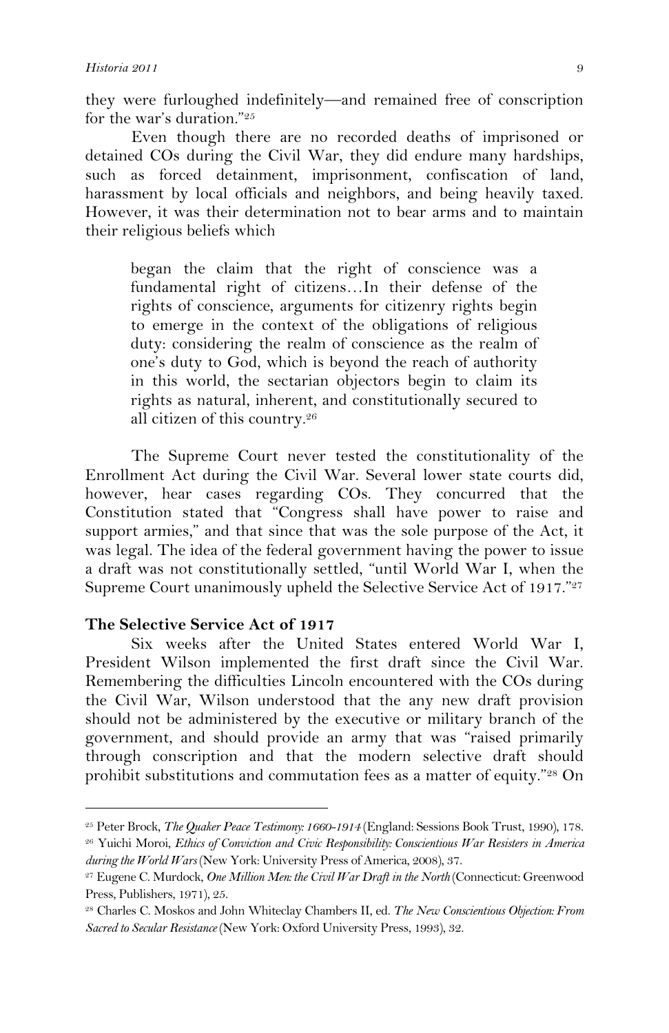they were furloughed indefinitely—and remained free of conscription for the war's duration."[25]

Even though there are no recorded deaths of imprisoned or detained COs during the Civil War, they did endure many hardships, such as forced detainment, imprisonment, confiscation of land, harassment by local officials and neighbors, and being heavily taxed. However, it was their determination not to bear arms and to maintain their religious beliefs which

> began the claim that the right of conscience was a fundamental right of citizens…In their defense of the rights of conscience, arguments for citizenry rights begin to emerge in the context of the obligations of religious duty: considering the realm of conscience as the realm of one's duty to God, which is beyond the reach of authority in this world, the sectarian objectors begin to claim its rights as natural, inherent, and constitutionally secured to all citizen of this country.[26]

The Supreme Court never tested the constitutionality of the Enrollment Act during the Civil War. Several lower state courts did, however, hear cases regarding COs. They concurred that the Constitution stated that "Congress shall have power to raise and support armies," and that since that was the sole purpose of the Act, it was legal. The idea of the federal government having the power to issue a draft was not constitutionally settled, "until World War I, when the Supreme Court unanimously upheld the Selective Service Act of 1917."[27]

**The Selective Service Act of 1917**

Six weeks after the United States entered World War I, President Wilson implemented the first draft since the Civil War. Remembering the difficulties Lincoln encountered with the COs during the Civil War, Wilson understood that the any new draft provision should not be administered by the executive or military branch of the government, and should provide an army that was "raised primarily through conscription and that the modern selective draft should prohibit substitutions and commutation fees as a matter of equity."[28] On

---

[25] Peter Brock, *The Quaker Peace Testimony: 1660-1914* (England: Sessions Book Trust, 1990), 178.

[26] Yuichi Moroi, *Ethics of Conviction and Civic Responsibility: Conscientious War Resisters in America during the World Wars* (New York: University Press of America, 2008), 37.

[27] Eugene C. Murdock, *One Million Men: the Civil War Draft in the North* (Connecticut: Greenwood Press, Publishers, 1971), 25.

[28] Charles C. Moskos and John Whiteclay Chambers II, ed. *The New Conscientious Objection: From Sacred to Secular Resistance* (New York: Oxford University Press, 1993), 32.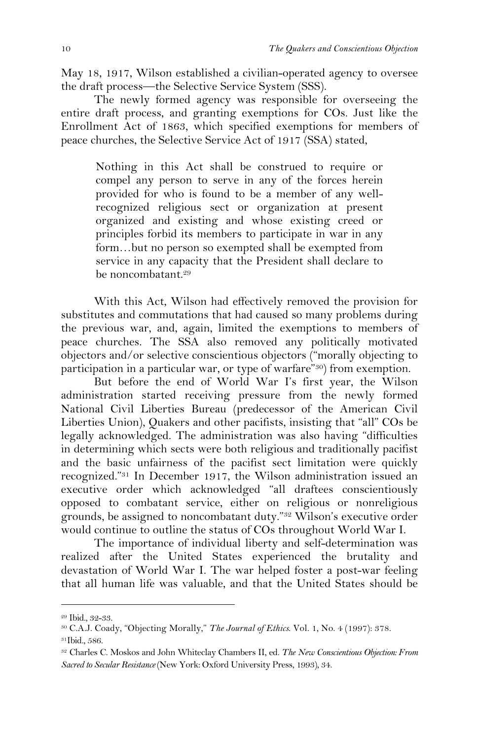May 18, 1917, Wilson established a civilian-operated agency to oversee the draft process—the Selective Service System (SSS).

The newly formed agency was responsible for overseeing the entire draft process, and granting exemptions for COs. Just like the Enrollment Act of 1863, which specified exemptions for members of peace churches, the Selective Service Act of 1917 (SSA) stated,

> Nothing in this Act shall be construed to require or compel any person to serve in any of the forces herein provided for who is found to be a member of any well-recognized religious sect or organization at present organized and existing and whose existing creed or principles forbid its members to participate in war in any form…but no person so exempted shall be exempted from service in any capacity that the President shall declare to be noncombatant.[29]

With this Act, Wilson had effectively removed the provision for substitutes and commutations that had caused so many problems during the previous war, and, again, limited the exemptions to members of peace churches. The SSA also removed any politically motivated objectors and/or selective conscientious objectors ("morally objecting to participation in a particular war, or type of warfare"[30]) from exemption.

But before the end of World War I's first year, the Wilson administration started receiving pressure from the newly formed National Civil Liberties Bureau (predecessor of the American Civil Liberties Union), Quakers and other pacifists, insisting that "all" COs be legally acknowledged. The administration was also having "difficulties in determining which sects were both religious and traditionally pacifist and the basic unfairness of the pacifist sect limitation were quickly recognized."[31] In December 1917, the Wilson administration issued an executive order which acknowledged "all draftees conscientiously opposed to combatant service, either on religious or nonreligious grounds, be assigned to noncombatant duty."[32] Wilson's executive order would continue to outline the status of COs throughout World War I.

The importance of individual liberty and self-determination was realized after the United States experienced the brutality and devastation of World War I. The war helped foster a post-war feeling that all human life was valuable, and that the United States should be

---

[29] Ibid., 32-33.

[30] C.A.J. Coady, "Objecting Morally," *The Journal of Ethics*. Vol. 1, No. 4 (1997): 378.

[31] Ibid., 586.

[32] Charles C. Moskos and John Whiteclay Chambers II, ed. *The New Conscientious Objection: From Sacred to Secular Resistance* (New York: Oxford University Press, 1993), 34.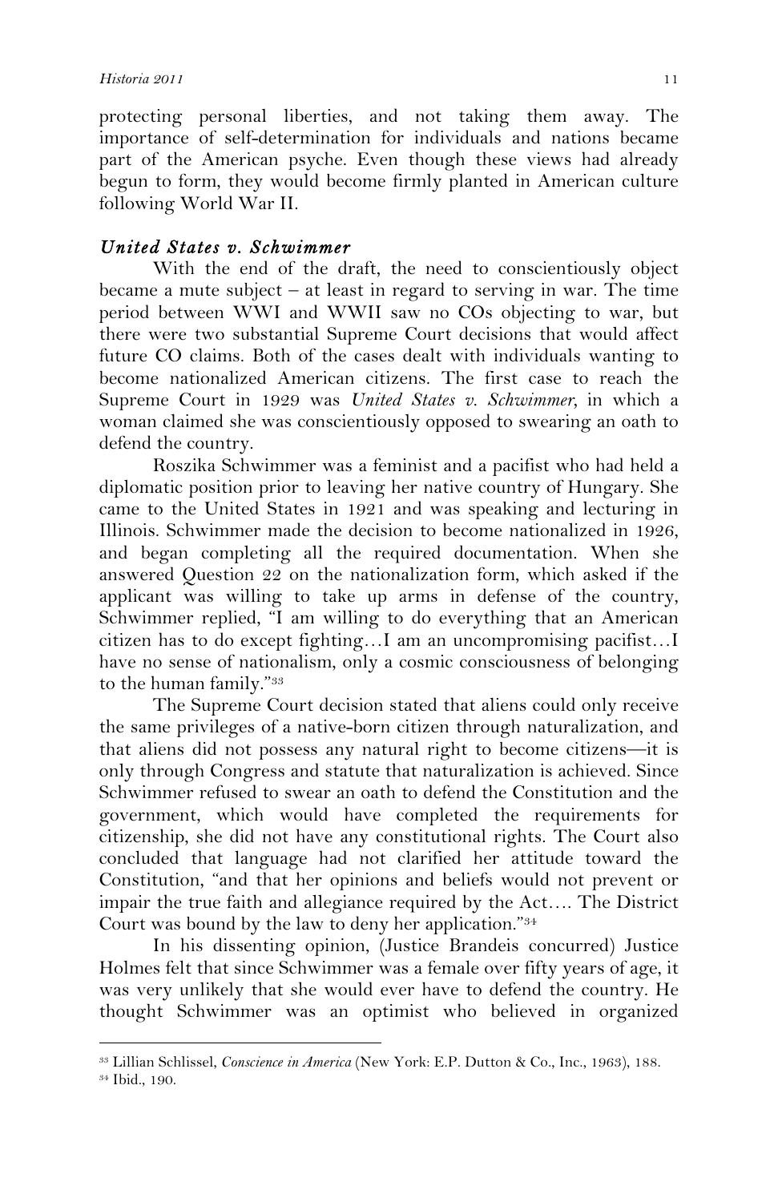protecting personal liberties, and not taking them away. The importance of self-determination for individuals and nations became part of the American psyche. Even though these views had already begun to form, they would become firmly planted in American culture following World War II.

### *United States v. Schwimmer*

With the end of the draft, the need to conscientiously object became a mute subject – at least in regard to serving in war. The time period between WWI and WWII saw no COs objecting to war, but there were two substantial Supreme Court decisions that would affect future CO claims. Both of the cases dealt with individuals wanting to become nationalized American citizens. The first case to reach the Supreme Court in 1929 was *United States v. Schwimmer*, in which a woman claimed she was conscientiously opposed to swearing an oath to defend the country.

Roszika Schwimmer was a feminist and a pacifist who had held a diplomatic position prior to leaving her native country of Hungary. She came to the United States in 1921 and was speaking and lecturing in Illinois. Schwimmer made the decision to become nationalized in 1926, and began completing all the required documentation. When she answered Question 22 on the nationalization form, which asked if the applicant was willing to take up arms in defense of the country, Schwimmer replied, "I am willing to do everything that an American citizen has to do except fighting…I am an uncompromising pacifist…I have no sense of nationalism, only a cosmic consciousness of belonging to the human family."[33]

The Supreme Court decision stated that aliens could only receive the same privileges of a native-born citizen through naturalization, and that aliens did not possess any natural right to become citizens—it is only through Congress and statute that naturalization is achieved. Since Schwimmer refused to swear an oath to defend the Constitution and the government, which would have completed the requirements for citizenship, she did not have any constitutional rights. The Court also concluded that language had not clarified her attitude toward the Constitution, "and that her opinions and beliefs would not prevent or impair the true faith and allegiance required by the Act…. The District Court was bound by the law to deny her application."[34]

In his dissenting opinion, (Justice Brandeis concurred) Justice Holmes felt that since Schwimmer was a female over fifty years of age, it was very unlikely that she would ever have to defend the country. He thought Schwimmer was an optimist who believed in organized

---

[33] Lillian Schlissel, *Conscience in America* (New York: E.P. Dutton & Co., Inc., 1963), 188.

[34] Ibid., 190.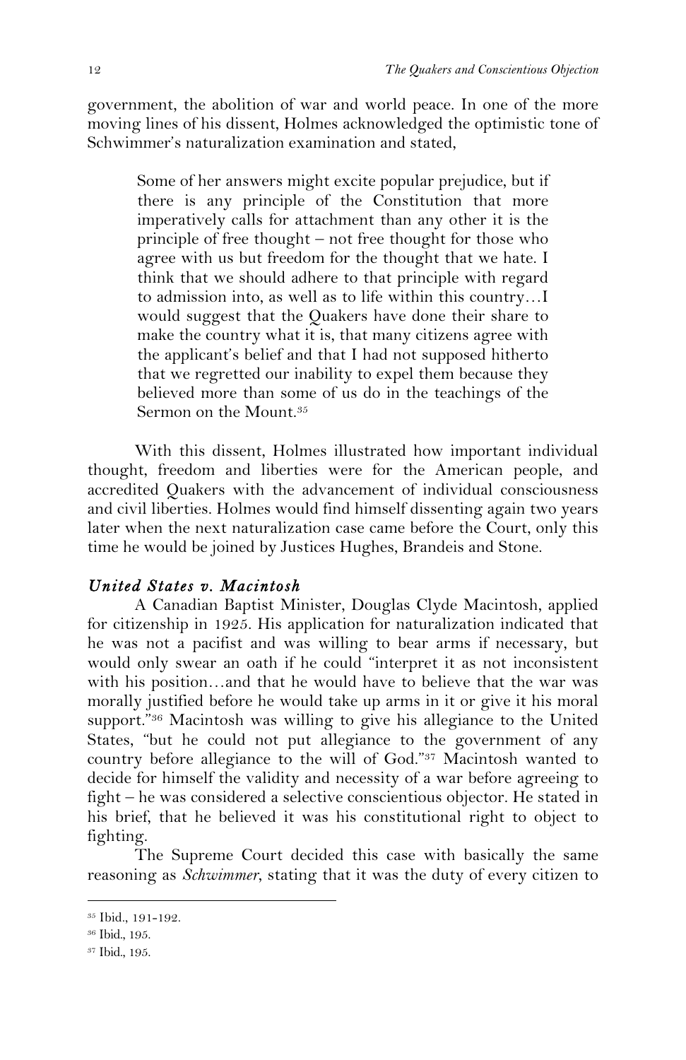government, the abolition of war and world peace. In one of the more moving lines of his dissent, Holmes acknowledged the optimistic tone of Schwimmer's naturalization examination and stated,

> Some of her answers might excite popular prejudice, but if there is any principle of the Constitution that more imperatively calls for attachment than any other it is the principle of free thought – not free thought for those who agree with us but freedom for the thought that we hate. I think that we should adhere to that principle with regard to admission into, as well as to life within this country…I would suggest that the Quakers have done their share to make the country what it is, that many citizens agree with the applicant's belief and that I had not supposed hitherto that we regretted our inability to expel them because they believed more than some of us do in the teachings of the Sermon on the Mount.[35]

With this dissent, Holmes illustrated how important individual thought, freedom and liberties were for the American people, and accredited Quakers with the advancement of individual consciousness and civil liberties. Holmes would find himself dissenting again two years later when the next naturalization case came before the Court, only this time he would be joined by Justices Hughes, Brandeis and Stone.

### *United States v. Macintosh*

A Canadian Baptist Minister, Douglas Clyde Macintosh, applied for citizenship in 1925. His application for naturalization indicated that he was not a pacifist and was willing to bear arms if necessary, but would only swear an oath if he could "interpret it as not inconsistent with his position…and that he would have to believe that the war was morally justified before he would take up arms in it or give it his moral support."[36] Macintosh was willing to give his allegiance to the United States, "but he could not put allegiance to the government of any country before allegiance to the will of God."[37] Macintosh wanted to decide for himself the validity and necessity of a war before agreeing to fight – he was considered a selective conscientious objector. He stated in his brief, that he believed it was his constitutional right to object to fighting.

The Supreme Court decided this case with basically the same reasoning as *Schwimmer*, stating that it was the duty of every citizen to

---

[35] Ibid., 191-192.

[36] Ibid., 195.

[37] Ibid., 195.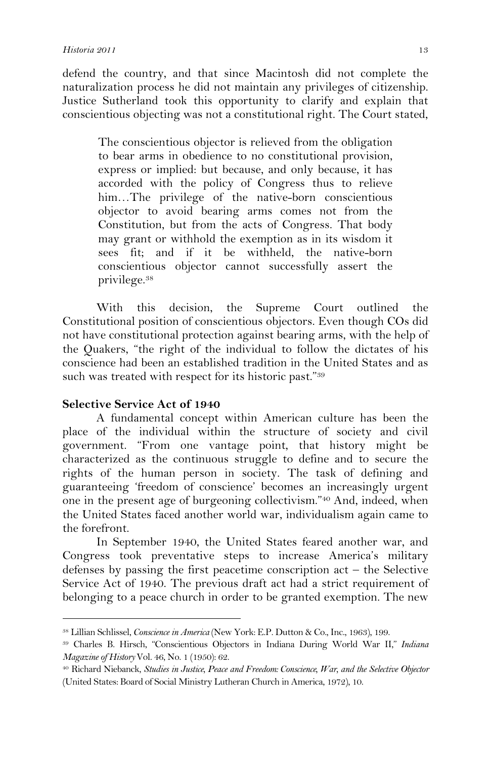defend the country, and that since Macintosh did not complete the naturalization process he did not maintain any privileges of citizenship. Justice Sutherland took this opportunity to clarify and explain that conscientious objecting was not a constitutional right. The Court stated,

> The conscientious objector is relieved from the obligation to bear arms in obedience to no constitutional provision, express or implied: but because, and only because, it has accorded with the policy of Congress thus to relieve him…The privilege of the native-born conscientious objector to avoid bearing arms comes not from the Constitution, but from the acts of Congress. That body may grant or withhold the exemption as in its wisdom it sees fit; and if it be withheld, the native-born conscientious objector cannot successfully assert the privilege.[38]

With this decision, the Supreme Court outlined the Constitutional position of conscientious objectors. Even though COs did not have constitutional protection against bearing arms, with the help of the Quakers, "the right of the individual to follow the dictates of his conscience had been an established tradition in the United States and as such was treated with respect for its historic past."[39]

**Selective Service Act of 1940**

A fundamental concept within American culture has been the place of the individual within the structure of society and civil government. "From one vantage point, that history might be characterized as the continuous struggle to define and to secure the rights of the human person in society. The task of defining and guaranteeing 'freedom of conscience' becomes an increasingly urgent one in the present age of burgeoning collectivism."[40] And, indeed, when the United States faced another world war, individualism again came to the forefront.

In September 1940, the United States feared another war, and Congress took preventative steps to increase America's military defenses by passing the first peacetime conscription act – the Selective Service Act of 1940. The previous draft act had a strict requirement of belonging to a peace church in order to be granted exemption. The new

---

[38] Lillian Schlissel, *Conscience in America* (New York: E.P. Dutton & Co., Inc., 1963), 199.

[39] Charles B. Hirsch, "Conscientious Objectors in Indiana During World War II," *Indiana Magazine of History* Vol. 46, No. 1 (1950): 62.

[40] Richard Niebanck, *Studies in Justice, Peace and Freedom: Conscience, War, and the Selective Objector* (United States: Board of Social Ministry Lutheran Church in America, 1972), 10.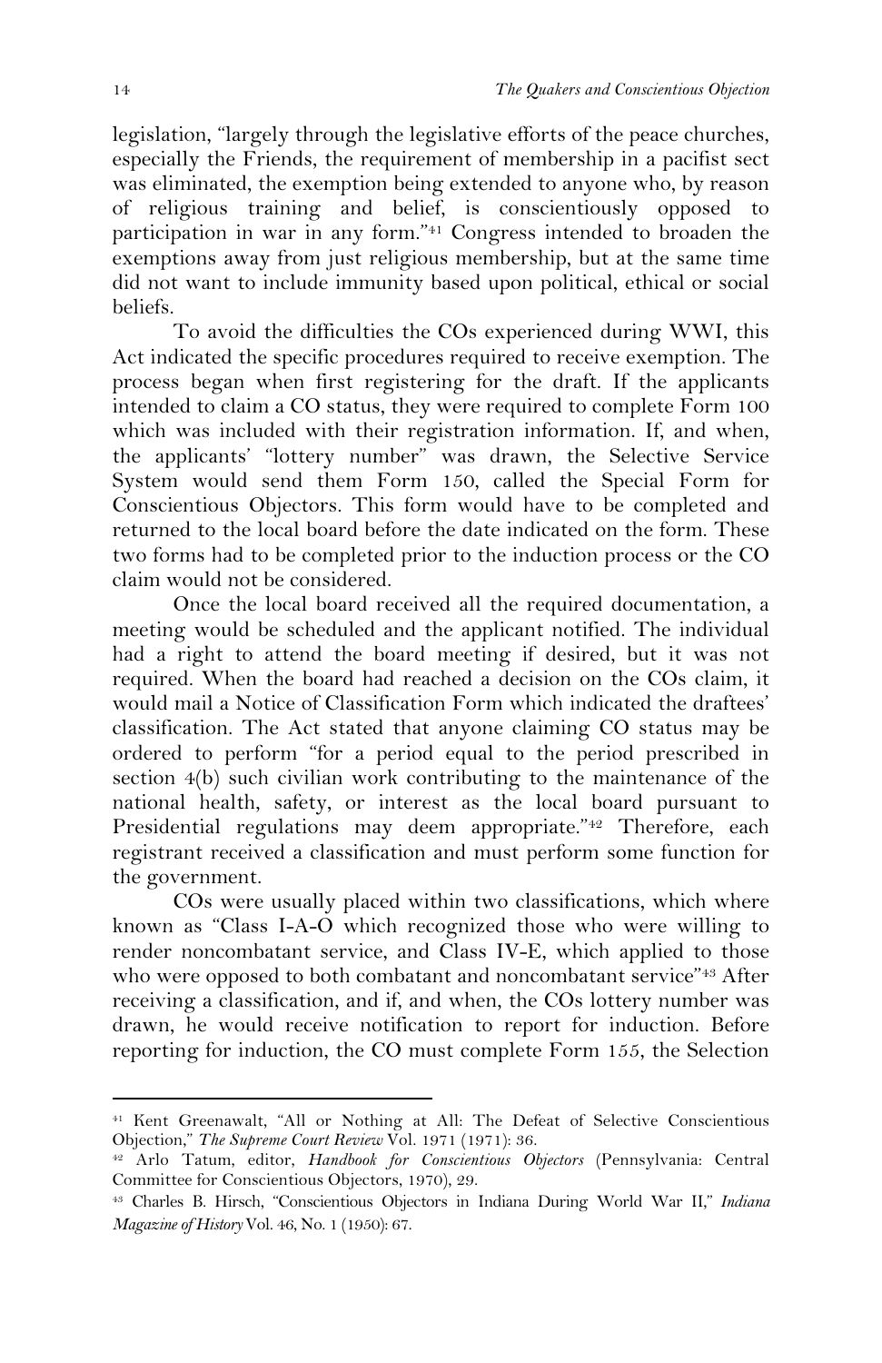legislation, "largely through the legislative efforts of the peace churches, especially the Friends, the requirement of membership in a pacifist sect was eliminated, the exemption being extended to anyone who, by reason of religious training and belief, is conscientiously opposed to participation in war in any form."[41] Congress intended to broaden the exemptions away from just religious membership, but at the same time did not want to include immunity based upon political, ethical or social beliefs.

To avoid the difficulties the COs experienced during WWI, this Act indicated the specific procedures required to receive exemption. The process began when first registering for the draft. If the applicants intended to claim a CO status, they were required to complete Form 100 which was included with their registration information. If, and when, the applicants' "lottery number" was drawn, the Selective Service System would send them Form 150, called the Special Form for Conscientious Objectors. This form would have to be completed and returned to the local board before the date indicated on the form. These two forms had to be completed prior to the induction process or the CO claim would not be considered.

Once the local board received all the required documentation, a meeting would be scheduled and the applicant notified. The individual had a right to attend the board meeting if desired, but it was not required. When the board had reached a decision on the COs claim, it would mail a Notice of Classification Form which indicated the draftees' classification. The Act stated that anyone claiming CO status may be ordered to perform "for a period equal to the period prescribed in section 4(b) such civilian work contributing to the maintenance of the national health, safety, or interest as the local board pursuant to Presidential regulations may deem appropriate."[42] Therefore, each registrant received a classification and must perform some function for the government.

COs were usually placed within two classifications, which where known as "Class I-A-O which recognized those who were willing to render noncombatant service, and Class IV-E, which applied to those who were opposed to both combatant and noncombatant service"[43] After receiving a classification, and if, and when, the COs lottery number was drawn, he would receive notification to report for induction. Before reporting for induction, the CO must complete Form 155, the Selection

---

[41] Kent Greenawalt, "All or Nothing at All: The Defeat of Selective Conscientious Objection," *The Supreme Court Review* Vol. 1971 (1971): 36.

[42] Arlo Tatum, editor, *Handbook for Conscientious Objectors* (Pennsylvania: Central Committee for Conscientious Objectors, 1970), 29.

[43] Charles B. Hirsch, "Conscientious Objectors in Indiana During World War II," *Indiana Magazine of History* Vol. 46, No. 1 (1950): 67.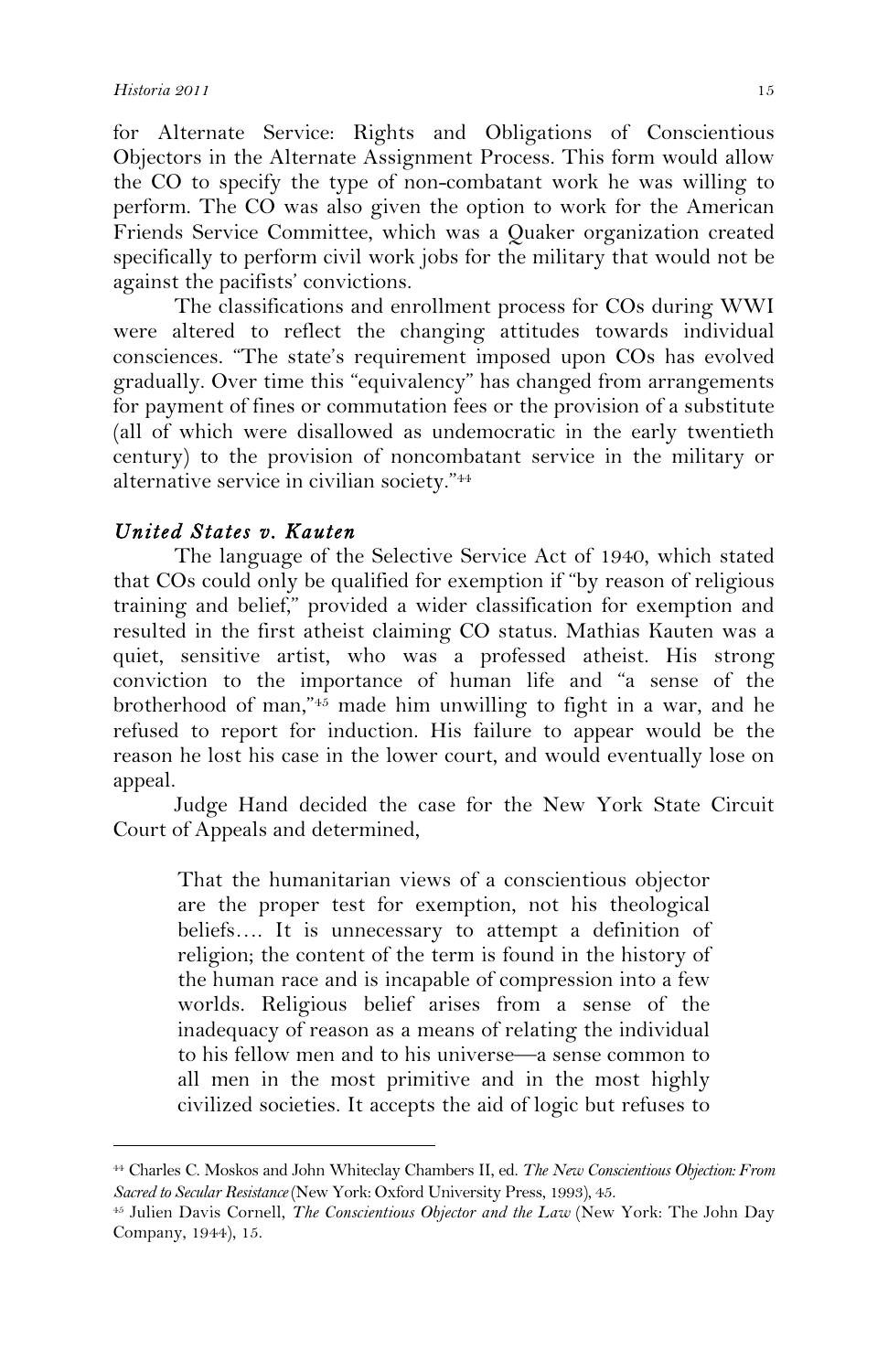for Alternate Service: Rights and Obligations of Conscientious Objectors in the Alternate Assignment Process. This form would allow the CO to specify the type of non-combatant work he was willing to perform. The CO was also given the option to work for the American Friends Service Committee, which was a Quaker organization created specifically to perform civil work jobs for the military that would not be against the pacifists' convictions.

The classifications and enrollment process for COs during WWI were altered to reflect the changing attitudes towards individual consciences. "The state's requirement imposed upon COs has evolved gradually. Over time this "equivalency" has changed from arrangements for payment of fines or commutation fees or the provision of a substitute (all of which were disallowed as undemocratic in the early twentieth century) to the provision of noncombatant service in the military or alternative service in civilian society."[44]

### *United States v. Kauten*

The language of the Selective Service Act of 1940, which stated that COs could only be qualified for exemption if "by reason of religious training and belief," provided a wider classification for exemption and resulted in the first atheist claiming CO status. Mathias Kauten was a quiet, sensitive artist, who was a professed atheist. His strong conviction to the importance of human life and "a sense of the brotherhood of man,"[45] made him unwilling to fight in a war, and he refused to report for induction. His failure to appear would be the reason he lost his case in the lower court, and would eventually lose on appeal.

Judge Hand decided the case for the New York State Circuit Court of Appeals and determined,

> That the humanitarian views of a conscientious objector are the proper test for exemption, not his theological beliefs…. It is unnecessary to attempt a definition of religion; the content of the term is found in the history of the human race and is incapable of compression into a few worlds. Religious belief arises from a sense of the inadequacy of reason as a means of relating the individual to his fellow men and to his universe—a sense common to all men in the most primitive and in the most highly civilized societies. It accepts the aid of logic but refuses to

---

[44] Charles C. Moskos and John Whiteclay Chambers II, ed. *The New Conscientious Objection: From Sacred to Secular Resistance* (New York: Oxford University Press, 1993), 45.

[45] Julien Davis Cornell, *The Conscientious Objector and the Law* (New York: The John Day Company, 1944), 15.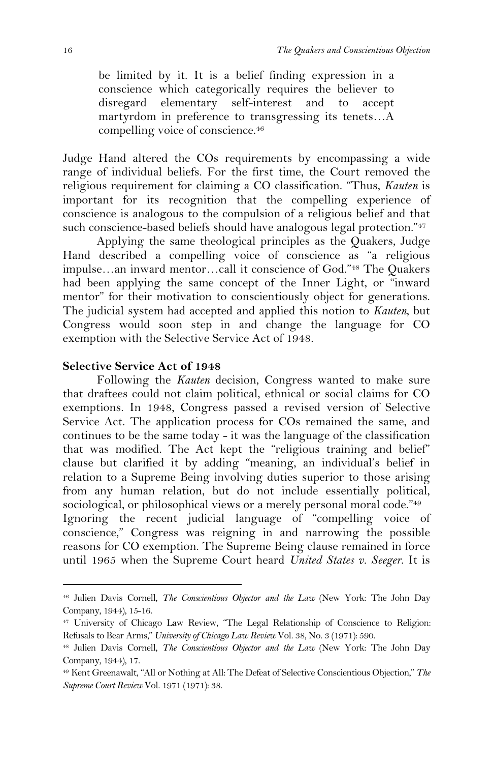> be limited by it. It is a belief finding expression in a conscience which categorically requires the believer to disregard elementary self-interest and to accept martyrdom in preference to transgressing its tenets…A compelling voice of conscience.[46]

Judge Hand altered the COs requirements by encompassing a wide range of individual beliefs. For the first time, the Court removed the religious requirement for claiming a CO classification. "Thus, *Kauten* is important for its recognition that the compelling experience of conscience is analogous to the compulsion of a religious belief and that such conscience-based beliefs should have analogous legal protection."[47]

Applying the same theological principles as the Quakers, Judge Hand described a compelling voice of conscience as "a religious impulse…an inward mentor…call it conscience of God."[48] The Quakers had been applying the same concept of the Inner Light, or "inward mentor" for their motivation to conscientiously object for generations. The judicial system had accepted and applied this notion to *Kauten*, but Congress would soon step in and change the language for CO exemption with the Selective Service Act of 1948.

**Selective Service Act of 1948**

Following the *Kauten* decision, Congress wanted to make sure that draftees could not claim political, ethnical or social claims for CO exemptions. In 1948, Congress passed a revised version of Selective Service Act. The application process for COs remained the same, and continues to be the same today - it was the language of the classification that was modified. The Act kept the "religious training and belief" clause but clarified it by adding "meaning, an individual's belief in relation to a Supreme Being involving duties superior to those arising from any human relation, but do not include essentially political, sociological, or philosophical views or a merely personal moral code."[49] Ignoring the recent judicial language of "compelling voice of conscience," Congress was reigning in and narrowing the possible reasons for CO exemption. The Supreme Being clause remained in force until 1965 when the Supreme Court heard *United States v. Seeger*. It is

---

[46] Julien Davis Cornell, *The Conscientious Objector and the Law* (New York: The John Day Company, 1944), 15-16.

[47] University of Chicago Law Review, "The Legal Relationship of Conscience to Religion: Refusals to Bear Arms," *University of Chicago Law Review* Vol. 38, No. 3 (1971): 590.

[48] Julien Davis Cornell, *The Conscientious Objector and the Law* (New York: The John Day Company, 1944), 17.

[49] Kent Greenawalt, "All or Nothing at All: The Defeat of Selective Conscientious Objection," *The Supreme Court Review* Vol. 1971 (1971): 38.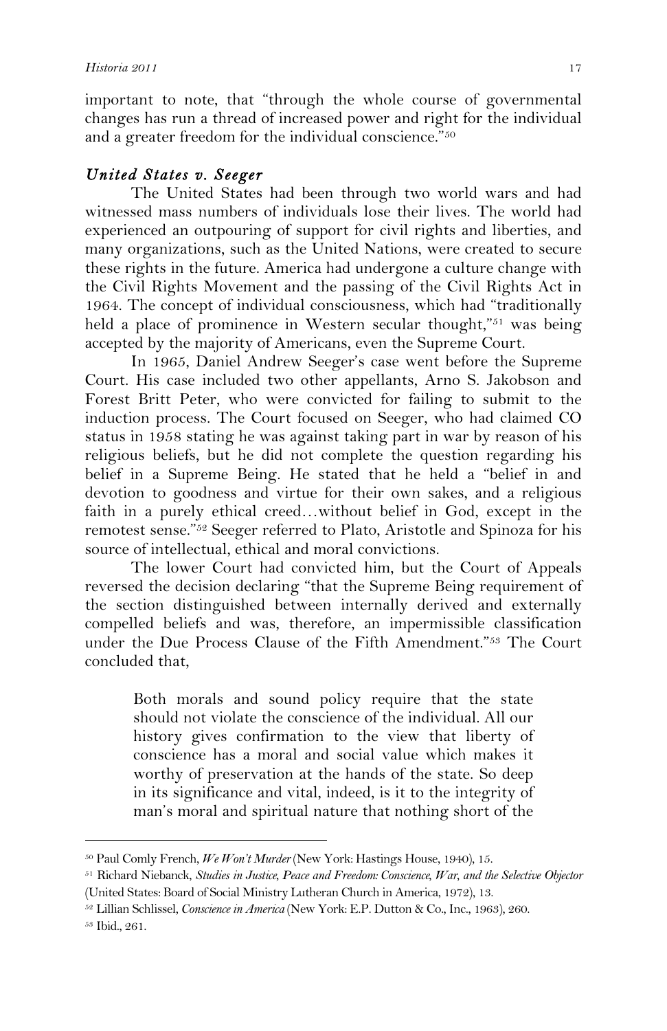important to note, that "through the whole course of governmental changes has run a thread of increased power and right for the individual and a greater freedom for the individual conscience."[50]

### *United States v. Seeger*

The United States had been through two world wars and had witnessed mass numbers of individuals lose their lives. The world had experienced an outpouring of support for civil rights and liberties, and many organizations, such as the United Nations, were created to secure these rights in the future. America had undergone a culture change with the Civil Rights Movement and the passing of the Civil Rights Act in 1964. The concept of individual consciousness, which had "traditionally held a place of prominence in Western secular thought,"[51] was being accepted by the majority of Americans, even the Supreme Court.

In 1965, Daniel Andrew Seeger's case went before the Supreme Court. His case included two other appellants, Arno S. Jakobson and Forest Britt Peter, who were convicted for failing to submit to the induction process. The Court focused on Seeger, who had claimed CO status in 1958 stating he was against taking part in war by reason of his religious beliefs, but he did not complete the question regarding his belief in a Supreme Being. He stated that he held a "belief in and devotion to goodness and virtue for their own sakes, and a religious faith in a purely ethical creed…without belief in God, except in the remotest sense."[52] Seeger referred to Plato, Aristotle and Spinoza for his source of intellectual, ethical and moral convictions.

The lower Court had convicted him, but the Court of Appeals reversed the decision declaring "that the Supreme Being requirement of the section distinguished between internally derived and externally compelled beliefs and was, therefore, an impermissible classification under the Due Process Clause of the Fifth Amendment."[53] The Court concluded that,

> Both morals and sound policy require that the state should not violate the conscience of the individual. All our history gives confirmation to the view that liberty of conscience has a moral and social value which makes it worthy of preservation at the hands of the state. So deep in its significance and vital, indeed, is it to the integrity of man's moral and spiritual nature that nothing short of the

---

[50] Paul Comly French, *We Won't Murder* (New York: Hastings House, 1940), 15.

[51] Richard Niebanck, *Studies in Justice, Peace and Freedom: Conscience, War, and the Selective Objector* (United States: Board of Social Ministry Lutheran Church in America, 1972), 13.

[52] Lillian Schlissel, *Conscience in America* (New York: E.P. Dutton & Co., Inc., 1963), 260.

[53] Ibid., 261.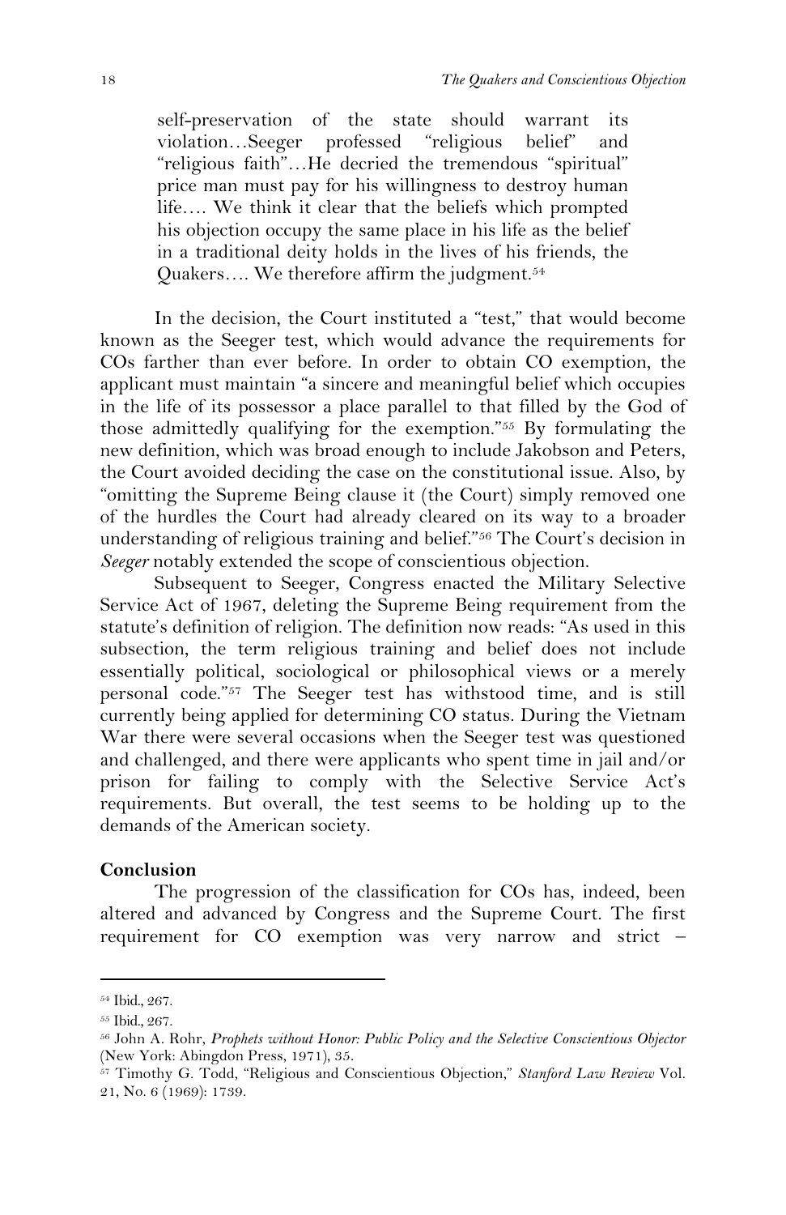> self-preservation of the state should warrant its violation…Seeger professed "religious belief" and "religious faith"…He decried the tremendous "spiritual" price man must pay for his willingness to destroy human life…. We think it clear that the beliefs which prompted his objection occupy the same place in his life as the belief in a traditional deity holds in the lives of his friends, the Quakers…. We therefore affirm the judgment.[54]

In the decision, the Court instituted a "test," that would become known as the Seeger test, which would advance the requirements for COs farther than ever before. In order to obtain CO exemption, the applicant must maintain "a sincere and meaningful belief which occupies in the life of its possessor a place parallel to that filled by the God of those admittedly qualifying for the exemption."[55] By formulating the new definition, which was broad enough to include Jakobson and Peters, the Court avoided deciding the case on the constitutional issue. Also, by "omitting the Supreme Being clause it (the Court) simply removed one of the hurdles the Court had already cleared on its way to a broader understanding of religious training and belief."[56] The Court's decision in *Seeger* notably extended the scope of conscientious objection.

Subsequent to Seeger, Congress enacted the Military Selective Service Act of 1967, deleting the Supreme Being requirement from the statute's definition of religion. The definition now reads: "As used in this subsection, the term religious training and belief does not include essentially political, sociological or philosophical views or a merely personal code."[57] The Seeger test has withstood time, and is still currently being applied for determining CO status. During the Vietnam War there were several occasions when the Seeger test was questioned and challenged, and there were applicants who spent time in jail and/or prison for failing to comply with the Selective Service Act's requirements. But overall, the test seems to be holding up to the demands of the American society.

**Conclusion**

The progression of the classification for COs has, indeed, been altered and advanced by Congress and the Supreme Court. The first requirement for CO exemption was very narrow and strict –

---

[54] Ibid., 267.

[55] Ibid., 267.

[56] John A. Rohr, ***Prophets without Honor: Public Policy and the Selective Conscientious Objector*** (New York: Abingdon Press, 1971), 35.

[57] Timothy G. Todd, "Religious and Conscientious Objection," *Stanford Law Review* Vol. 21, No. 6 (1969): 1739.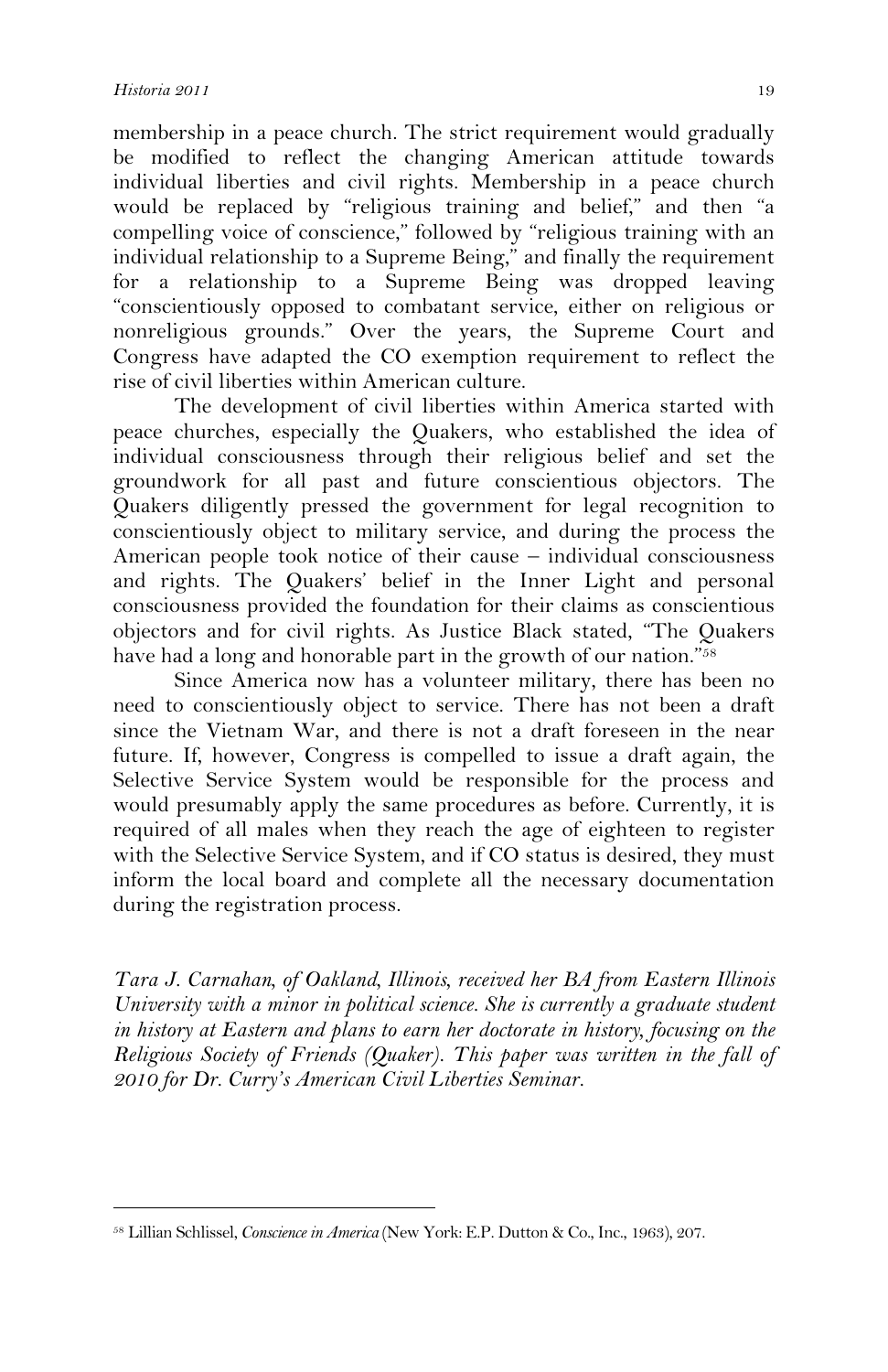membership in a peace church. The strict requirement would gradually be modified to reflect the changing American attitude towards individual liberties and civil rights. Membership in a peace church would be replaced by "religious training and belief," and then "a compelling voice of conscience," followed by "religious training with an individual relationship to a Supreme Being," and finally the requirement for a relationship to a Supreme Being was dropped leaving "conscientiously opposed to combatant service, either on religious or nonreligious grounds." Over the years, the Supreme Court and Congress have adapted the CO exemption requirement to reflect the rise of civil liberties within American culture.

The development of civil liberties within America started with peace churches, especially the Quakers, who established the idea of individual consciousness through their religious belief and set the groundwork for all past and future conscientious objectors. The Quakers diligently pressed the government for legal recognition to conscientiously object to military service, and during the process the American people took notice of their cause – individual consciousness and rights. The Quakers' belief in the Inner Light and personal consciousness provided the foundation for their claims as conscientious objectors and for civil rights. As Justice Black stated, "The Quakers have had a long and honorable part in the growth of our nation."[58]

Since America now has a volunteer military, there has been no need to conscientiously object to service. There has not been a draft since the Vietnam War, and there is not a draft foreseen in the near future. If, however, Congress is compelled to issue a draft again, the Selective Service System would be responsible for the process and would presumably apply the same procedures as before. Currently, it is required of all males when they reach the age of eighteen to register with the Selective Service System, and if CO status is desired, they must inform the local board and complete all the necessary documentation during the registration process.

*Tara J. Carnahan, of Oakland, Illinois, received her BA from Eastern Illinois University with a minor in political science. She is currently a graduate student in history at Eastern and plans to earn her doctorate in history, focusing on the Religious Society of Friends (Quaker). This paper was written in the fall of 2010 for Dr. Curry's American Civil Liberties Seminar.*

---

[58] Lillian Schlissel, *Conscience in America* (New York: E.P. Dutton & Co., Inc., 1963), 207.